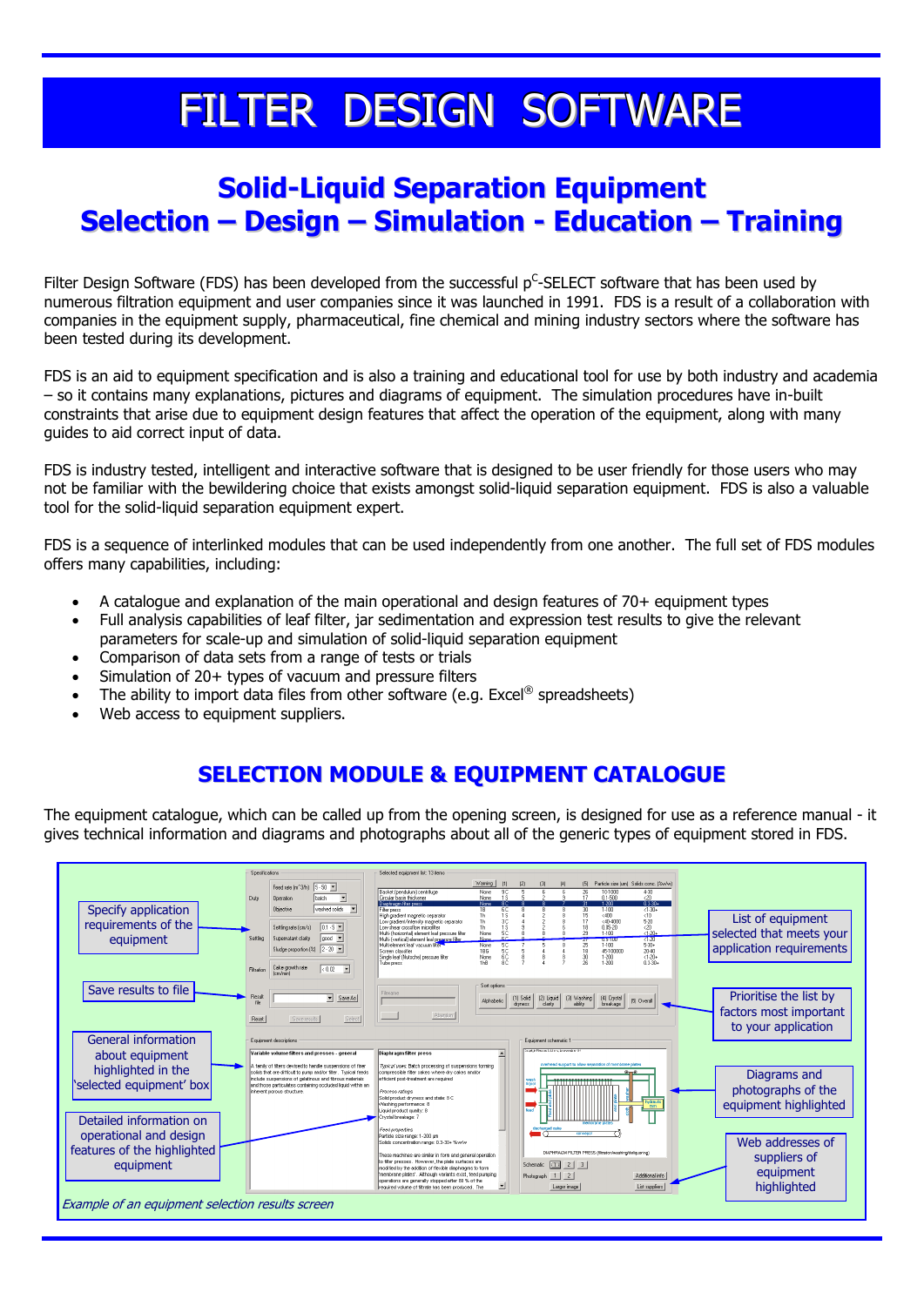# FILTER DESIGN SOFTWARE

## Solid-Liquid Separation Equipment
## Selection – Design – Simulation - Education – Training

Filter Design Software (FDS) has been developed from the successful p$^C$-SELECT software that has been used by numerous filtration equipment and user companies since it was launched in 1991. FDS is a result of a collaboration with companies in the equipment supply, pharmaceutical, fine chemical and mining industry sectors where the software has been tested during its development.

FDS is an aid to equipment specification and is also a training and educational tool for use by both industry and academia – so it contains many explanations, pictures and diagrams of equipment. The simulation procedures have in-built constraints that arise due to equipment design features that affect the operation of the equipment, along with many guides to aid correct input of data.

FDS is industry tested, intelligent and interactive software that is designed to be user friendly for those users who may not be familiar with the bewildering choice that exists amongst solid-liquid separation equipment. FDS is also a valuable tool for the solid-liquid separation equipment expert.

FDS is a sequence of interlinked modules that can be used independently from one another. The full set of FDS modules offers many capabilities, including:

- A catalogue and explanation of the main operational and design features of 70+ equipment types
- Full analysis capabilities of leaf filter, jar sedimentation and expression test results to give the relevant parameters for scale-up and simulation of solid-liquid separation equipment
- Comparison of data sets from a range of tests or trials
- Simulation of 20+ types of vacuum and pressure filters
- The ability to import data files from other software (e.g. Excel® spreadsheets)
- Web access to equipment suppliers.

## SELECTION MODULE & EQUIPMENT CATALOGUE

The equipment catalogue, which can be called up from the opening screen, is designed for use as a reference manual - it gives technical information and diagrams and photographs about all of the generic types of equipment stored in FDS.

Specify application requirements of the equipment

Save results to file

General information about equipment highlighted in the 'selected equipment' box

Detailed information on operational and design features of the highlighted equipment

List of equipment selected that meets your application requirements

Prioritise the list by factors most important to your application

Diagrams and photographs of the equipment highlighted

Web addresses of suppliers of equipment highlighted

*Example of an equipment selection results screen*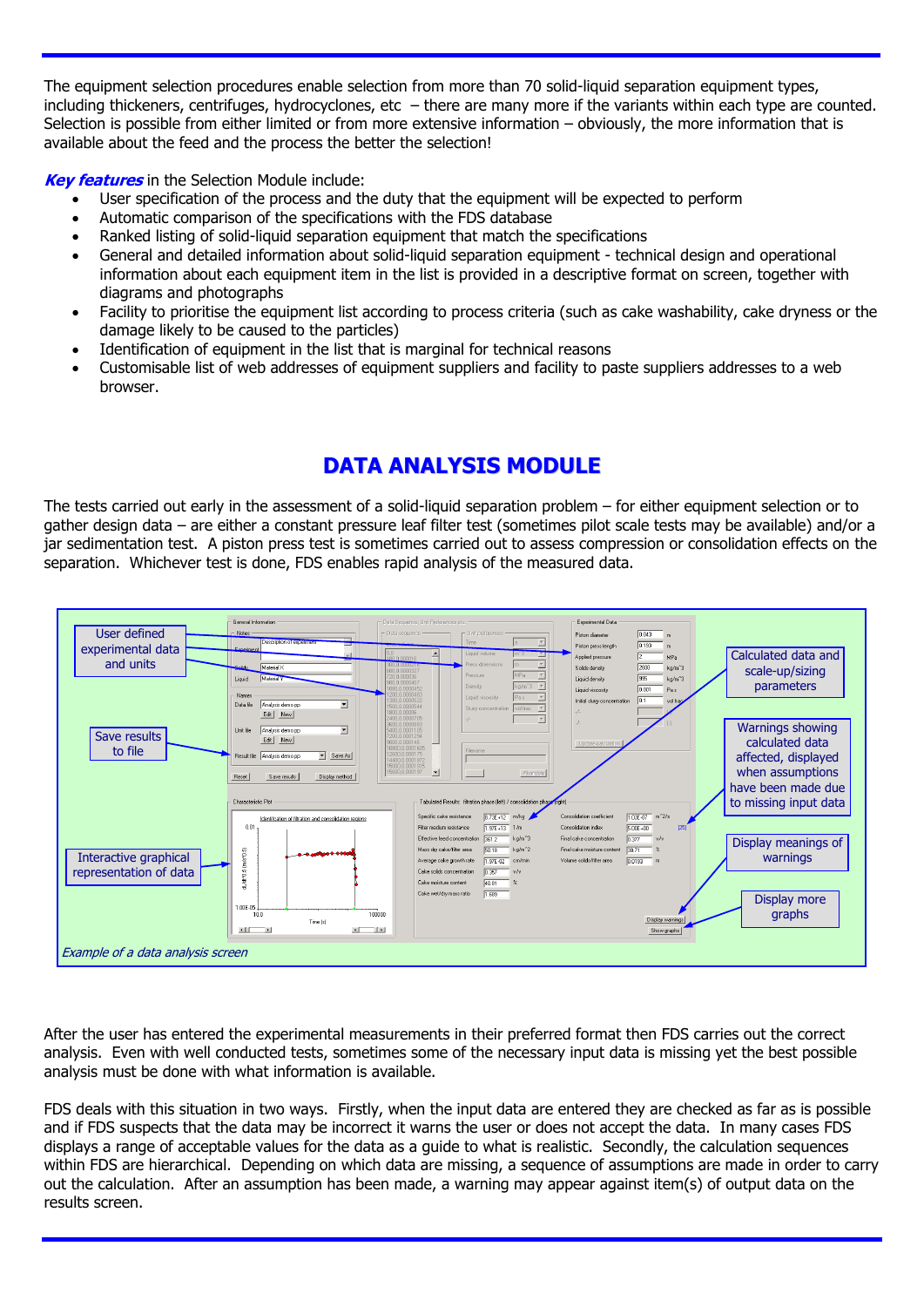The equipment selection procedures enable selection from more than 70 solid-liquid separation equipment types, including thickeners, centrifuges, hydrocyclones, etc – there are many more if the variants within each type are counted. Selection is possible from either limited or from more extensive information – obviously, the more information that is available about the feed and the process the better the selection!

***Key features*** in the Selection Module include:

- User specification of the process and the duty that the equipment will be expected to perform
- Automatic comparison of the specifications with the FDS database
- Ranked listing of solid-liquid separation equipment that match the specifications
- General and detailed information about solid-liquid separation equipment - technical design and operational information about each equipment item in the list is provided in a descriptive format on screen, together with diagrams and photographs
- Facility to prioritise the equipment list according to process criteria (such as cake washability, cake dryness or the damage likely to be caused to the particles)
- Identification of equipment in the list that is marginal for technical reasons
- Customisable list of web addresses of equipment suppliers and facility to paste suppliers addresses to a web browser.

## DATA ANALYSIS MODULE

The tests carried out early in the assessment of a solid-liquid separation problem – for either equipment selection or to gather design data – are either a constant pressure leaf filter test (sometimes pilot scale tests may be available) and/or a jar sedimentation test. A piston press test is sometimes carried out to assess compression or consolidation effects on the separation. Whichever test is done, FDS enables rapid analysis of the measured data.

User defined experimental data and units

Save results to file

Interactive graphical representation of data

Calculated data and scale-up/sizing parameters

Warnings showing calculated data affected, displayed when assumptions have been made due to missing input data

Display meanings of warnings

Display more graphs

*Example of a data analysis screen*

After the user has entered the experimental measurements in their preferred format then FDS carries out the correct analysis. Even with well conducted tests, sometimes some of the necessary input data is missing yet the best possible analysis must be done with what information is available.

FDS deals with this situation in two ways. Firstly, when the input data are entered they are checked as far as is possible and if FDS suspects that the data may be incorrect it warns the user or does not accept the data. In many cases FDS displays a range of acceptable values for the data as a guide to what is realistic. Secondly, the calculation sequences within FDS are hierarchical. Depending on which data are missing, a sequence of assumptions are made in order to carry out the calculation. After an assumption has been made, a warning may appear against item(s) of output data on the results screen.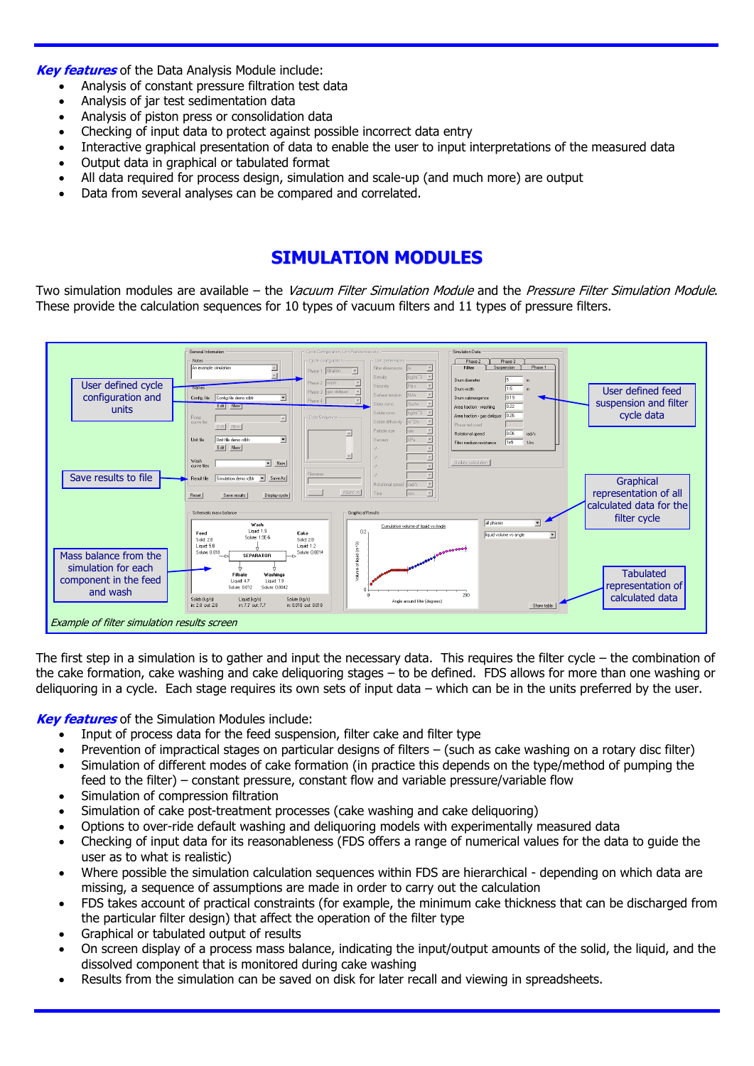***Key features*** of the Data Analysis Module include:

- Analysis of constant pressure filtration test data
- Analysis of jar test sedimentation data
- Analysis of piston press or consolidation data
- Checking of input data to protect against possible incorrect data entry
- Interactive graphical presentation of data to enable the user to input interpretations of the measured data
- Output data in graphical or tabulated format
- All data required for process design, simulation and scale-up (and much more) are output
- Data from several analyses can be compared and correlated.

# SIMULATION MODULES

Two simulation modules are available – the *Vacuum Filter Simulation Module* and the *Pressure Filter Simulation Module*. These provide the calculation sequences for 10 types of vacuum filters and 11 types of pressure filters.

User defined cycle configuration and units

Save results to file

Mass balance from the simulation for each component in the feed and wash

User defined feed suspension and filter cycle data

Graphical representation of all calculated data for the filter cycle

Tabulated representation of calculated data

*Example of filter simulation results screen*

The first step in a simulation is to gather and input the necessary data. This requires the filter cycle – the combination of the cake formation, cake washing and cake deliquoring stages – to be defined. FDS allows for more than one washing or deliquoring in a cycle. Each stage requires its own sets of input data – which can be in the units preferred by the user.

***Key features*** of the Simulation Modules include:

- Input of process data for the feed suspension, filter cake and filter type
- Prevention of impractical stages on particular designs of filters – (such as cake washing on a rotary disc filter)
- Simulation of different modes of cake formation (in practice this depends on the type/method of pumping the feed to the filter) – constant pressure, constant flow and variable pressure/variable flow
- Simulation of compression filtration
- Simulation of cake post-treatment processes (cake washing and cake deliquoring)
- Options to over-ride default washing and deliquoring models with experimentally measured data
- Checking of input data for its reasonableness (FDS offers a range of numerical values for the data to guide the user as to what is realistic)
- Where possible the simulation calculation sequences within FDS are hierarchical - depending on which data are missing, a sequence of assumptions are made in order to carry out the calculation
- FDS takes account of practical constraints (for example, the minimum cake thickness that can be discharged from the particular filter design) that affect the operation of the filter type
- Graphical or tabulated output of results
- On screen display of a process mass balance, indicating the input/output amounts of the solid, the liquid, and the dissolved component that is monitored during cake washing
- Results from the simulation can be saved on disk for later recall and viewing in spreadsheets.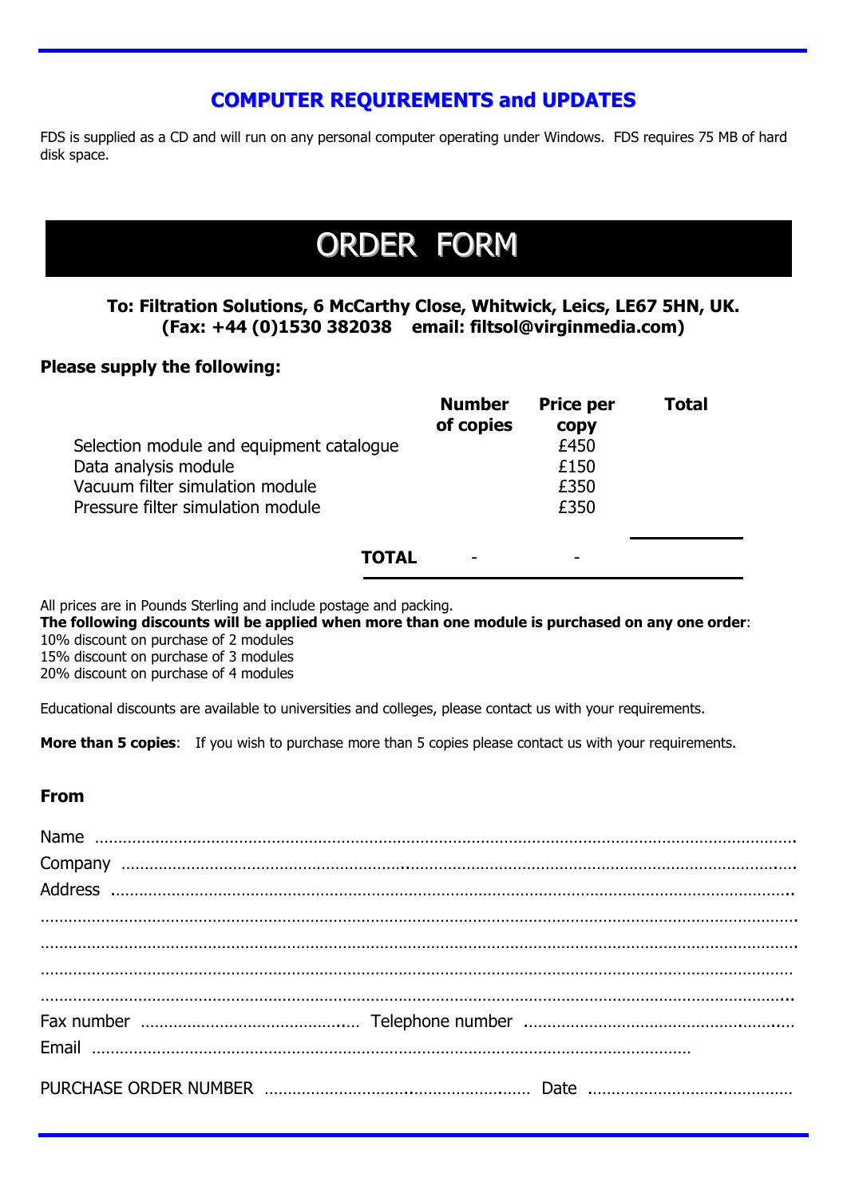## COMPUTER REQUIREMENTS and UPDATES

FDS is supplied as a CD and will run on any personal computer operating under Windows. FDS requires 75 MB of hard disk space.

# ORDER FORM

**To: Filtration Solutions, 6 McCarthy Close, Whitwick, Leics, LE67 5HN, UK.**
**(Fax: +44 (0)1530 382038 email: filtsol@virginmedia.com)**

**Please supply the following:**

| | Number of copies | Price per copy | Total |
|---|---|---|---|
| Selection module and equipment catalogue | | £450 | |
| Data analysis module | | £150 | |
| Vacuum filter simulation module | | £350 | |
| Pressure filter simulation module | | £350 | |
| **TOTAL** | - | - | |

All prices are in Pounds Sterling and include postage and packing.
**The following discounts will be applied when more than one module is purchased on any one order**:
10% discount on purchase of 2 modules
15% discount on purchase of 3 modules
20% discount on purchase of 4 modules

Educational discounts are available to universities and colleges, please contact us with your requirements.

**More than 5 copies**: If you wish to purchase more than 5 copies please contact us with your requirements.

**From**

Name ……………………………………………………………………………………………………………………

Company ………………………………………………………………………………………………………………

Address …………………………………………………………………………………………………………………

…………………………………………………………………………………………………………………………

…………………………………………………………………………………………………………………………

…………………………………………………………………………………………………………………………

…………………………………………………………………………………………………………………………

Fax number ……………………………………… Telephone number …………………………………………

Email ……………………………………………………………………………………………………

PURCHASE ORDER NUMBER …………………………………………… Date …………………………………